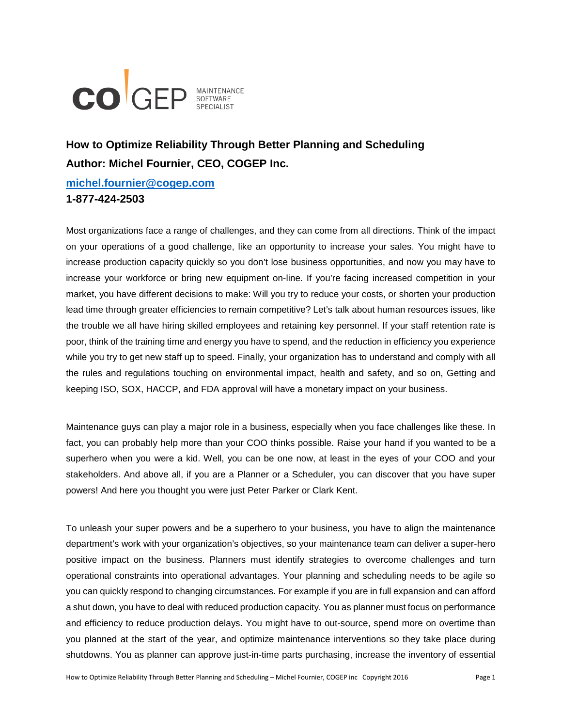# How to Optimize Reliability Through Better Planning and Scheduling

**Author: Michel Fournier, CEO, COGEP Inc.**

**michel.fournier@cogep.com**

**1-877-424-2503**

Most organizations face a range of challenges, and they can come from all directions. Think of the impact on your operations of a good challenge, like an opportunity to increase your sales. You might have to increase production capacity quickly so you don't lose business opportunities, and now you may have to increase your workforce or bring new equipment on-line. If you're facing increased competition in your market, you have different decisions to make: Will you try to reduce your costs, or shorten your production lead time through greater efficiencies to remain competitive? Let's talk about human resources issues, like the trouble we all have hiring skilled employees and retaining key personnel. If your staff retention rate is poor, think of the training time and energy you have to spend, and the reduction in efficiency you experience while you try to get new staff up to speed. Finally, your organization has to understand and comply with all the rules and regulations touching on environmental impact, health and safety, and so on, Getting and keeping ISO, SOX, HACCP, and FDA approval will have a monetary impact on your business.

Maintenance guys can play a major role in a business, especially when you face challenges like these. In fact, you can probably help more than your COO thinks possible. Raise your hand if you wanted to be a superhero when you were a kid. Well, you can be one now, at least in the eyes of your COO and your stakeholders. And above all, if you are a Planner or a Scheduler, you can discover that you have super powers! And here you thought you were just Peter Parker or Clark Kent.

To unleash your super powers and be a superhero to your business, you have to align the maintenance department's work with your organization's objectives, so your maintenance team can deliver a super-hero positive impact on the business. Planners must identify strategies to overcome challenges and turn operational constraints into operational advantages. Your planning and scheduling needs to be agile so you can quickly respond to changing circumstances. For example if you are in full expansion and can afford a shut down, you have to deal with reduced production capacity. You as planner must focus on performance and efficiency to reduce production delays. You might have to out-source, spend more on overtime than you planned at the start of the year, and optimize maintenance interventions so they take place during shutdowns. You as planner can approve just-in-time parts purchasing, increase the inventory of essential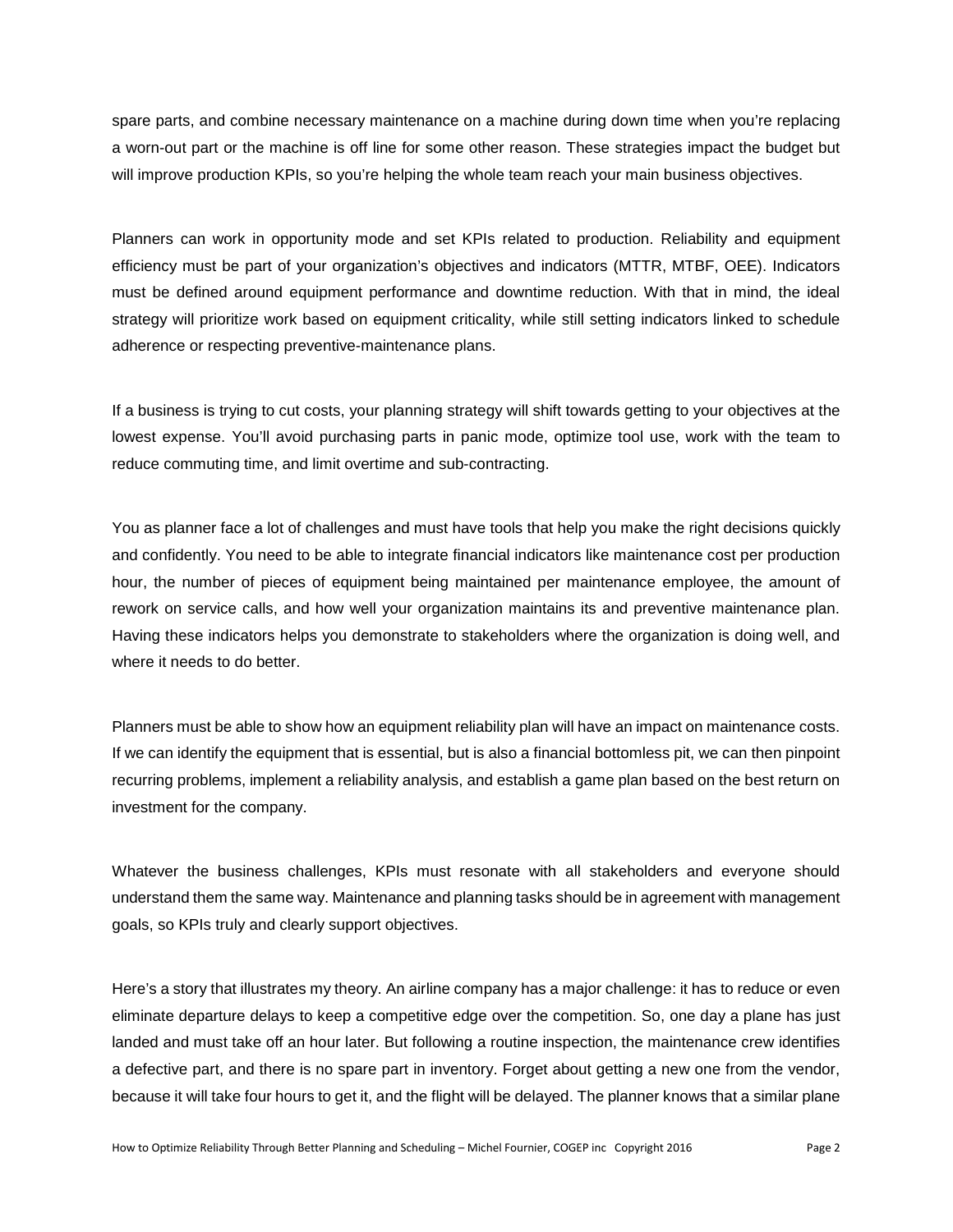spare parts, and combine necessary maintenance on a machine during down time when you're replacing a worn-out part or the machine is off line for some other reason. These strategies impact the budget but will improve production KPIs, so you're helping the whole team reach your main business objectives.

Planners can work in opportunity mode and set KPIs related to production. Reliability and equipment efficiency must be part of your organization's objectives and indicators (MTTR, MTBF, OEE). Indicators must be defined around equipment performance and downtime reduction. With that in mind, the ideal strategy will prioritize work based on equipment criticality, while still setting indicators linked to schedule adherence or respecting preventive-maintenance plans.

If a business is trying to cut costs, your planning strategy will shift towards getting to your objectives at the lowest expense. You'll avoid purchasing parts in panic mode, optimize tool use, work with the team to reduce commuting time, and limit overtime and sub-contracting.

You as planner face a lot of challenges and must have tools that help you make the right decisions quickly and confidently. You need to be able to integrate financial indicators like maintenance cost per production hour, the number of pieces of equipment being maintained per maintenance employee, the amount of rework on service calls, and how well your organization maintains its and preventive maintenance plan. Having these indicators helps you demonstrate to stakeholders where the organization is doing well, and where it needs to do better.

Planners must be able to show how an equipment reliability plan will have an impact on maintenance costs. If we can identify the equipment that is essential, but is also a financial bottomless pit, we can then pinpoint recurring problems, implement a reliability analysis, and establish a game plan based on the best return on investment for the company.

Whatever the business challenges, KPIs must resonate with all stakeholders and everyone should understand them the same way. Maintenance and planning tasks should be in agreement with management goals, so KPIs truly and clearly support objectives.

Here's a story that illustrates my theory. An airline company has a major challenge: it has to reduce or even eliminate departure delays to keep a competitive edge over the competition. So, one day a plane has just landed and must take off an hour later. But following a routine inspection, the maintenance crew identifies a defective part, and there is no spare part in inventory. Forget about getting a new one from the vendor, because it will take four hours to get it, and the flight will be delayed. The planner knows that a similar plane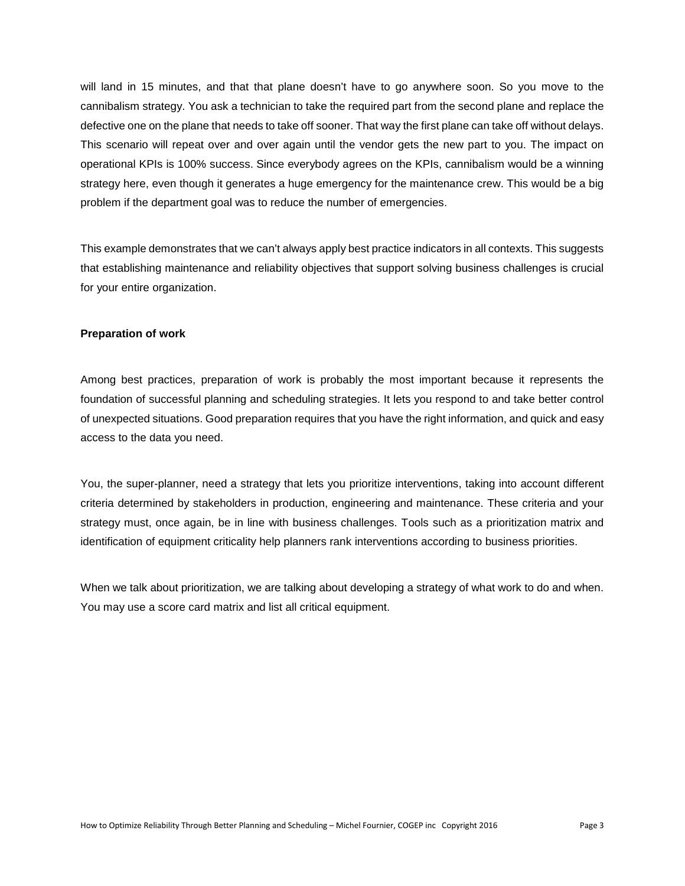will land in 15 minutes, and that that plane doesn't have to go anywhere soon. So you move to the cannibalism strategy. You ask a technician to take the required part from the second plane and replace the defective one on the plane that needs to take off sooner. That way the first plane can take off without delays. This scenario will repeat over and over again until the vendor gets the new part to you. The impact on operational KPIs is 100% success. Since everybody agrees on the KPIs, cannibalism would be a winning strategy here, even though it generates a huge emergency for the maintenance crew. This would be a big problem if the department goal was to reduce the number of emergencies.

This example demonstrates that we can't always apply best practice indicators in all contexts. This suggests that establishing maintenance and reliability objectives that support solving business challenges is crucial for your entire organization.

**Preparation of work**

Among best practices, preparation of work is probably the most important because it represents the foundation of successful planning and scheduling strategies. It lets you respond to and take better control of unexpected situations. Good preparation requires that you have the right information, and quick and easy access to the data you need.

You, the super-planner, need a strategy that lets you prioritize interventions, taking into account different criteria determined by stakeholders in production, engineering and maintenance. These criteria and your strategy must, once again, be in line with business challenges. Tools such as a prioritization matrix and identification of equipment criticality help planners rank interventions according to business priorities.

When we talk about prioritization, we are talking about developing a strategy of what work to do and when. You may use a score card matrix and list all critical equipment.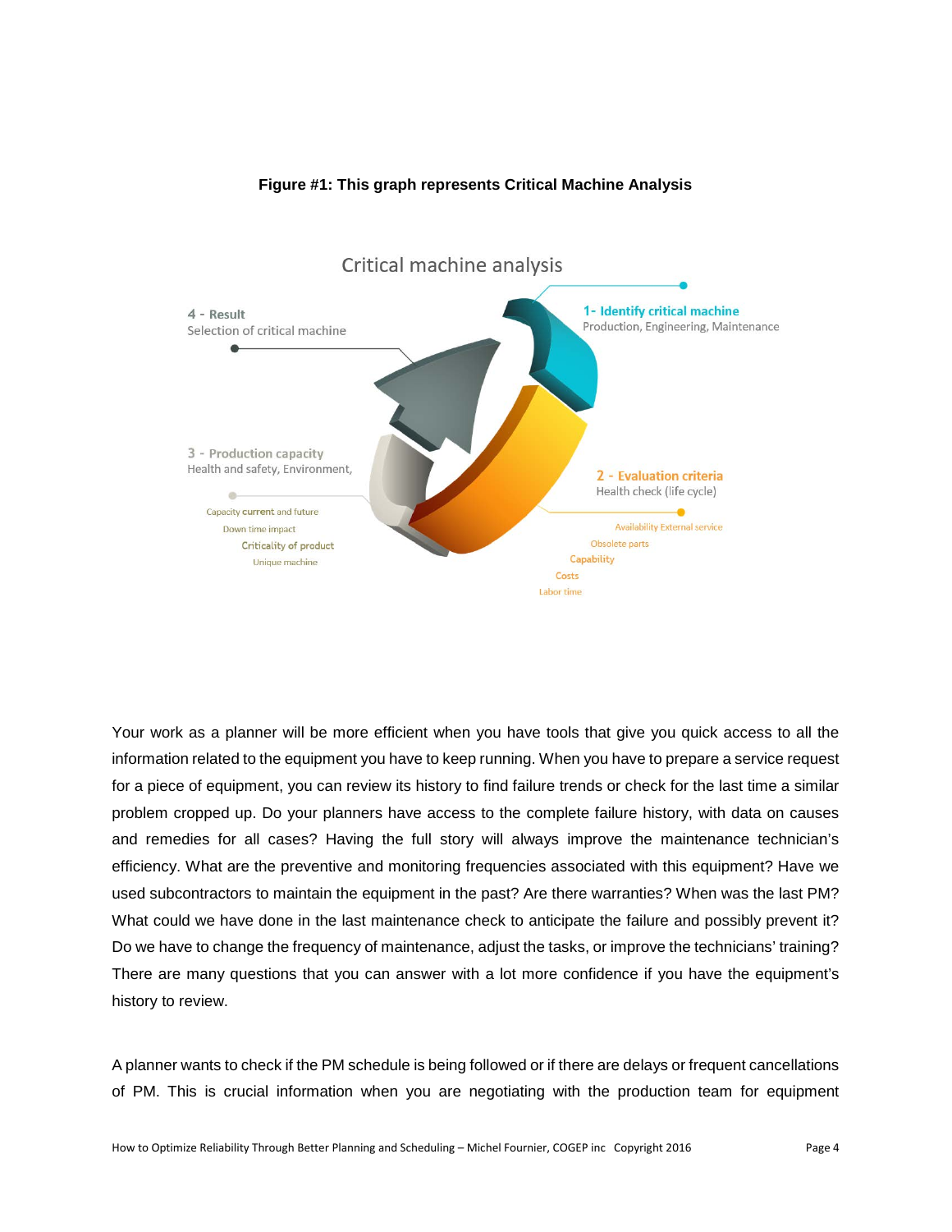**Figure #1: This graph represents Critical Machine Analysis**

Critical machine analysis

1- Identify critical machine
Production, Engineering, Maintenance

2 - Evaluation criteria
Health check (life cycle)

- Availability External service
- Obsolete parts
- Capability
- Costs
- Labor time

3 - Production capacity
Health and safety, Environment,

- Capacity current and future
- Down time impact
- Criticality of product
- Unique machine

4 - Result
Selection of critical machine

Your work as a planner will be more efficient when you have tools that give you quick access to all the information related to the equipment you have to keep running. When you have to prepare a service request for a piece of equipment, you can review its history to find failure trends or check for the last time a similar problem cropped up. Do your planners have access to the complete failure history, with data on causes and remedies for all cases? Having the full story will always improve the maintenance technician's efficiency. What are the preventive and monitoring frequencies associated with this equipment? Have we used subcontractors to maintain the equipment in the past? Are there warranties? When was the last PM? What could we have done in the last maintenance check to anticipate the failure and possibly prevent it? Do we have to change the frequency of maintenance, adjust the tasks, or improve the technicians' training? There are many questions that you can answer with a lot more confidence if you have the equipment's history to review.

A planner wants to check if the PM schedule is being followed or if there are delays or frequent cancellations of PM. This is crucial information when you are negotiating with the production team for equipment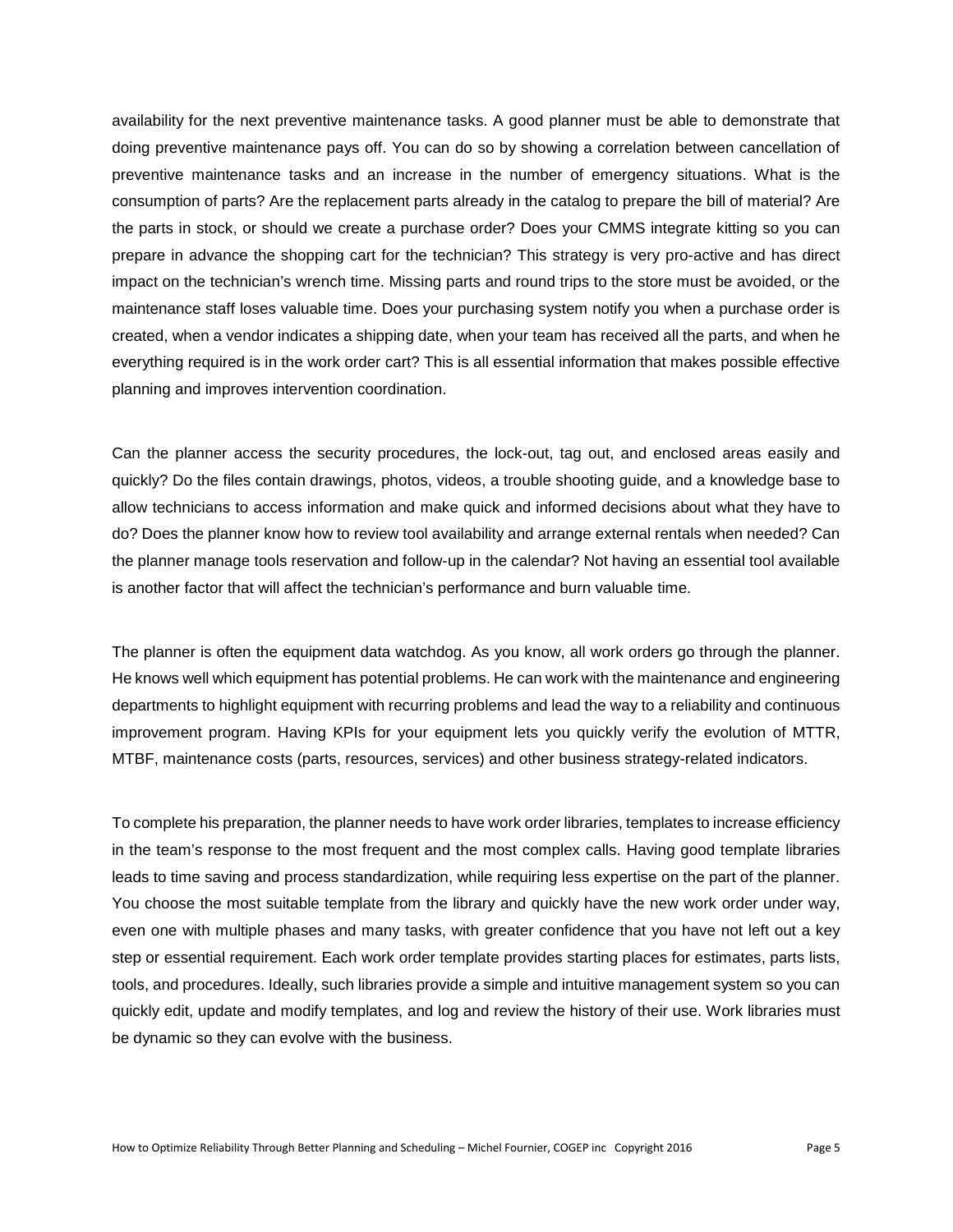availability for the next preventive maintenance tasks. A good planner must be able to demonstrate that doing preventive maintenance pays off. You can do so by showing a correlation between cancellation of preventive maintenance tasks and an increase in the number of emergency situations. What is the consumption of parts? Are the replacement parts already in the catalog to prepare the bill of material? Are the parts in stock, or should we create a purchase order? Does your CMMS integrate kitting so you can prepare in advance the shopping cart for the technician? This strategy is very pro-active and has direct impact on the technician's wrench time. Missing parts and round trips to the store must be avoided, or the maintenance staff loses valuable time. Does your purchasing system notify you when a purchase order is created, when a vendor indicates a shipping date, when your team has received all the parts, and when he everything required is in the work order cart? This is all essential information that makes possible effective planning and improves intervention coordination.

Can the planner access the security procedures, the lock-out, tag out, and enclosed areas easily and quickly? Do the files contain drawings, photos, videos, a trouble shooting guide, and a knowledge base to allow technicians to access information and make quick and informed decisions about what they have to do? Does the planner know how to review tool availability and arrange external rentals when needed? Can the planner manage tools reservation and follow-up in the calendar? Not having an essential tool available is another factor that will affect the technician's performance and burn valuable time.

The planner is often the equipment data watchdog. As you know, all work orders go through the planner. He knows well which equipment has potential problems. He can work with the maintenance and engineering departments to highlight equipment with recurring problems and lead the way to a reliability and continuous improvement program. Having KPIs for your equipment lets you quickly verify the evolution of MTTR, MTBF, maintenance costs (parts, resources, services) and other business strategy-related indicators.

To complete his preparation, the planner needs to have work order libraries, templates to increase efficiency in the team's response to the most frequent and the most complex calls. Having good template libraries leads to time saving and process standardization, while requiring less expertise on the part of the planner. You choose the most suitable template from the library and quickly have the new work order under way, even one with multiple phases and many tasks, with greater confidence that you have not left out a key step or essential requirement. Each work order template provides starting places for estimates, parts lists, tools, and procedures. Ideally, such libraries provide a simple and intuitive management system so you can quickly edit, update and modify templates, and log and review the history of their use. Work libraries must be dynamic so they can evolve with the business.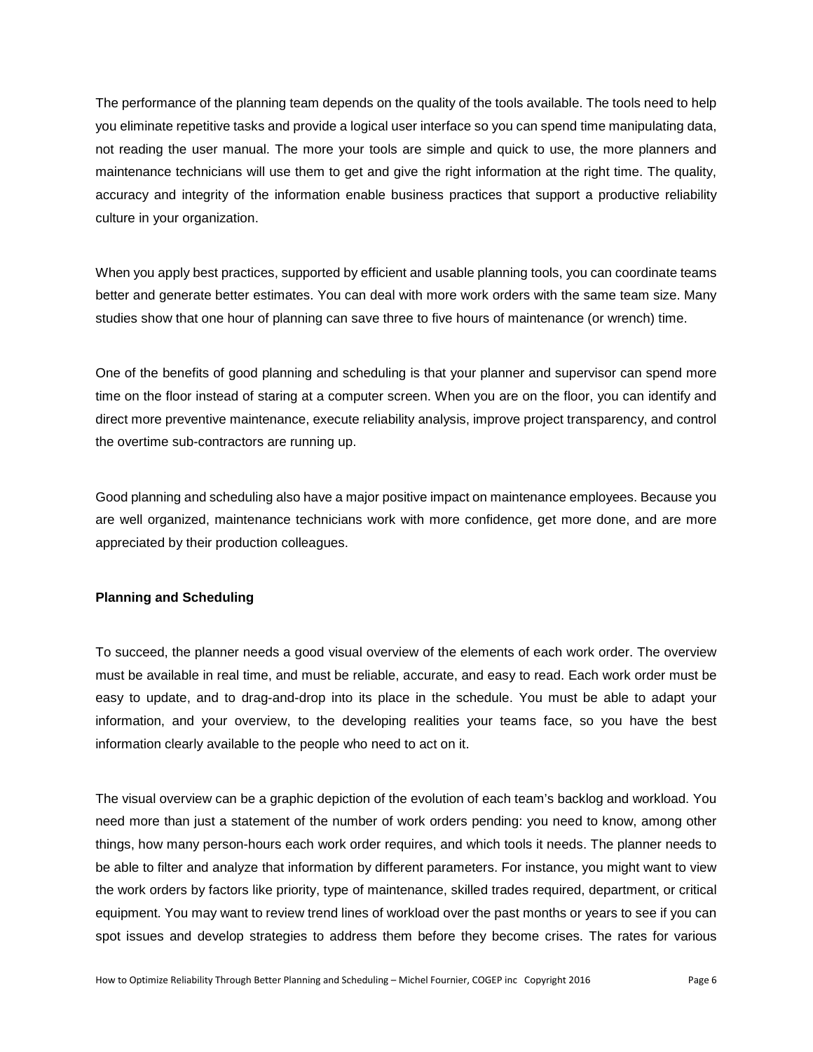The performance of the planning team depends on the quality of the tools available. The tools need to help you eliminate repetitive tasks and provide a logical user interface so you can spend time manipulating data, not reading the user manual. The more your tools are simple and quick to use, the more planners and maintenance technicians will use them to get and give the right information at the right time. The quality, accuracy and integrity of the information enable business practices that support a productive reliability culture in your organization.

When you apply best practices, supported by efficient and usable planning tools, you can coordinate teams better and generate better estimates. You can deal with more work orders with the same team size. Many studies show that one hour of planning can save three to five hours of maintenance (or wrench) time.

One of the benefits of good planning and scheduling is that your planner and supervisor can spend more time on the floor instead of staring at a computer screen. When you are on the floor, you can identify and direct more preventive maintenance, execute reliability analysis, improve project transparency, and control the overtime sub-contractors are running up.

Good planning and scheduling also have a major positive impact on maintenance employees. Because you are well organized, maintenance technicians work with more confidence, get more done, and are more appreciated by their production colleagues.

**Planning and Scheduling**

To succeed, the planner needs a good visual overview of the elements of each work order. The overview must be available in real time, and must be reliable, accurate, and easy to read. Each work order must be easy to update, and to drag-and-drop into its place in the schedule. You must be able to adapt your information, and your overview, to the developing realities your teams face, so you have the best information clearly available to the people who need to act on it.

The visual overview can be a graphic depiction of the evolution of each team's backlog and workload. You need more than just a statement of the number of work orders pending: you need to know, among other things, how many person-hours each work order requires, and which tools it needs. The planner needs to be able to filter and analyze that information by different parameters. For instance, you might want to view the work orders by factors like priority, type of maintenance, skilled trades required, department, or critical equipment. You may want to review trend lines of workload over the past months or years to see if you can spot issues and develop strategies to address them before they become crises. The rates for various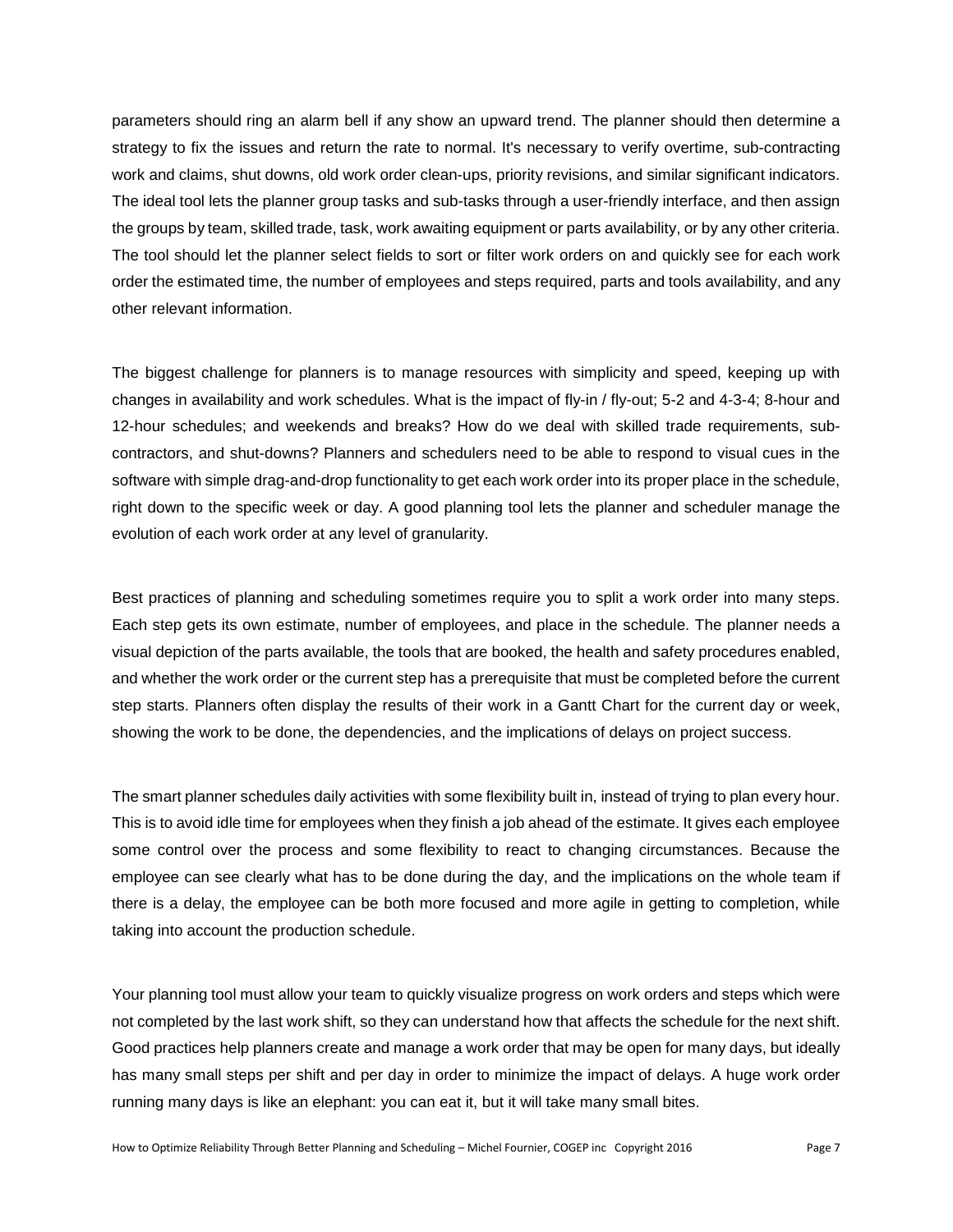parameters should ring an alarm bell if any show an upward trend. The planner should then determine a strategy to fix the issues and return the rate to normal. It's necessary to verify overtime, sub-contracting work and claims, shut downs, old work order clean-ups, priority revisions, and similar significant indicators. The ideal tool lets the planner group tasks and sub-tasks through a user-friendly interface, and then assign the groups by team, skilled trade, task, work awaiting equipment or parts availability, or by any other criteria. The tool should let the planner select fields to sort or filter work orders on and quickly see for each work order the estimated time, the number of employees and steps required, parts and tools availability, and any other relevant information.

The biggest challenge for planners is to manage resources with simplicity and speed, keeping up with changes in availability and work schedules. What is the impact of fly-in / fly-out; 5-2 and 4-3-4; 8-hour and 12-hour schedules; and weekends and breaks? How do we deal with skilled trade requirements, sub-contractors, and shut-downs? Planners and schedulers need to be able to respond to visual cues in the software with simple drag-and-drop functionality to get each work order into its proper place in the schedule, right down to the specific week or day. A good planning tool lets the planner and scheduler manage the evolution of each work order at any level of granularity.

Best practices of planning and scheduling sometimes require you to split a work order into many steps. Each step gets its own estimate, number of employees, and place in the schedule. The planner needs a visual depiction of the parts available, the tools that are booked, the health and safety procedures enabled, and whether the work order or the current step has a prerequisite that must be completed before the current step starts. Planners often display the results of their work in a Gantt Chart for the current day or week, showing the work to be done, the dependencies, and the implications of delays on project success.

The smart planner schedules daily activities with some flexibility built in, instead of trying to plan every hour. This is to avoid idle time for employees when they finish a job ahead of the estimate. It gives each employee some control over the process and some flexibility to react to changing circumstances. Because the employee can see clearly what has to be done during the day, and the implications on the whole team if there is a delay, the employee can be both more focused and more agile in getting to completion, while taking into account the production schedule.

Your planning tool must allow your team to quickly visualize progress on work orders and steps which were not completed by the last work shift, so they can understand how that affects the schedule for the next shift. Good practices help planners create and manage a work order that may be open for many days, but ideally has many small steps per shift and per day in order to minimize the impact of delays. A huge work order running many days is like an elephant: you can eat it, but it will take many small bites.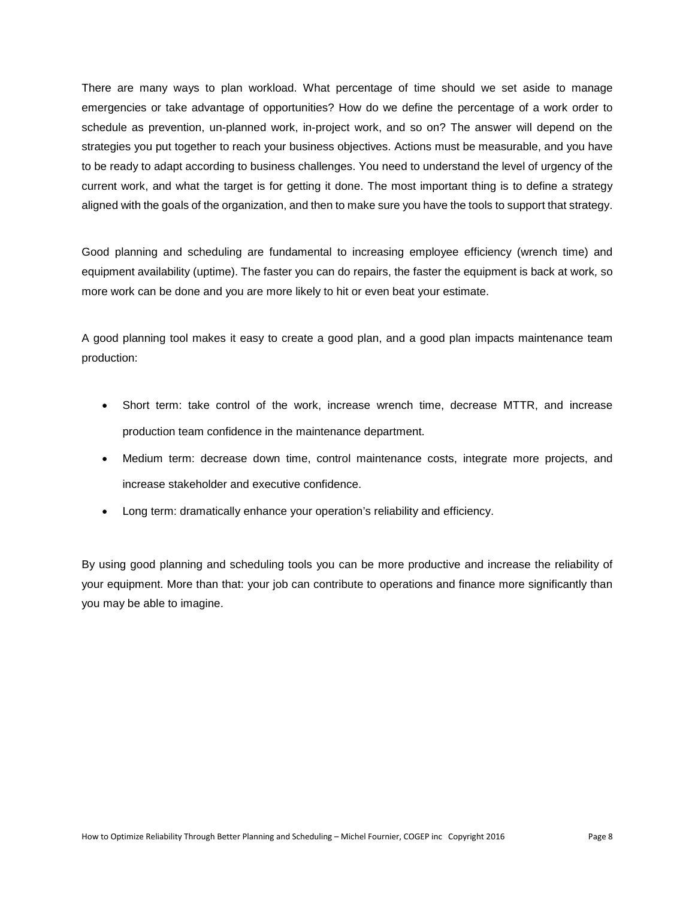There are many ways to plan workload. What percentage of time should we set aside to manage emergencies or take advantage of opportunities? How do we define the percentage of a work order to schedule as prevention, un-planned work, in-project work, and so on? The answer will depend on the strategies you put together to reach your business objectives. Actions must be measurable, and you have to be ready to adapt according to business challenges. You need to understand the level of urgency of the current work, and what the target is for getting it done. The most important thing is to define a strategy aligned with the goals of the organization, and then to make sure you have the tools to support that strategy.

Good planning and scheduling are fundamental to increasing employee efficiency (wrench time) and equipment availability (uptime). The faster you can do repairs, the faster the equipment is back at work, so more work can be done and you are more likely to hit or even beat your estimate.

A good planning tool makes it easy to create a good plan, and a good plan impacts maintenance team production:

- Short term: take control of the work, increase wrench time, decrease MTTR, and increase production team confidence in the maintenance department.
- Medium term: decrease down time, control maintenance costs, integrate more projects, and increase stakeholder and executive confidence.
- Long term: dramatically enhance your operation's reliability and efficiency.

By using good planning and scheduling tools you can be more productive and increase the reliability of your equipment. More than that: your job can contribute to operations and finance more significantly than you may be able to imagine.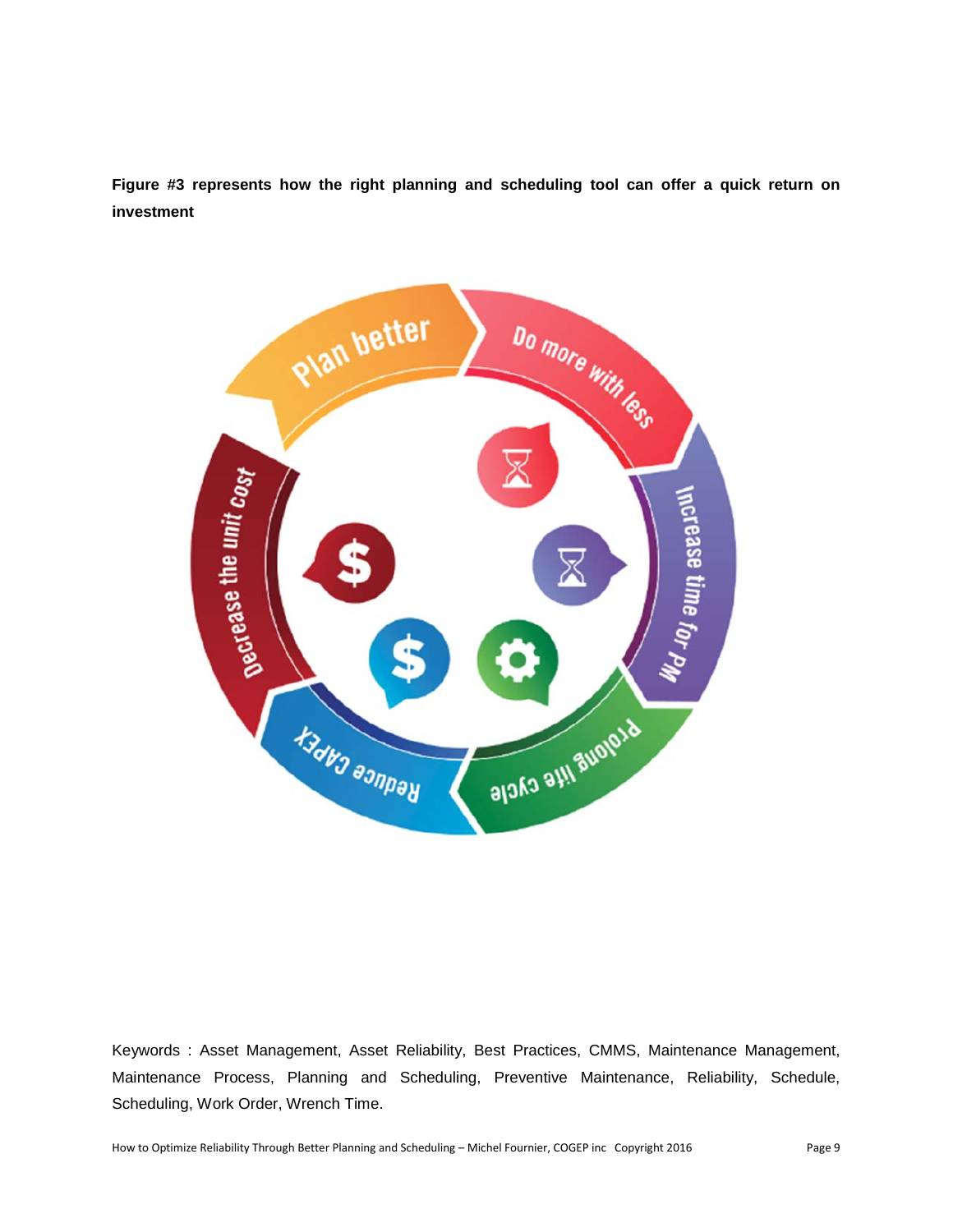**Figure #3 represents how the right planning and scheduling tool can offer a quick return on investment**

Plan better

Do more with less

Increase time for PM

Prolong life cycle

Reduce CAPEX

Decrease the unit cost

Keywords : Asset Management, Asset Reliability, Best Practices, CMMS, Maintenance Management, Maintenance Process, Planning and Scheduling, Preventive Maintenance, Reliability, Schedule, Scheduling, Work Order, Wrench Time.